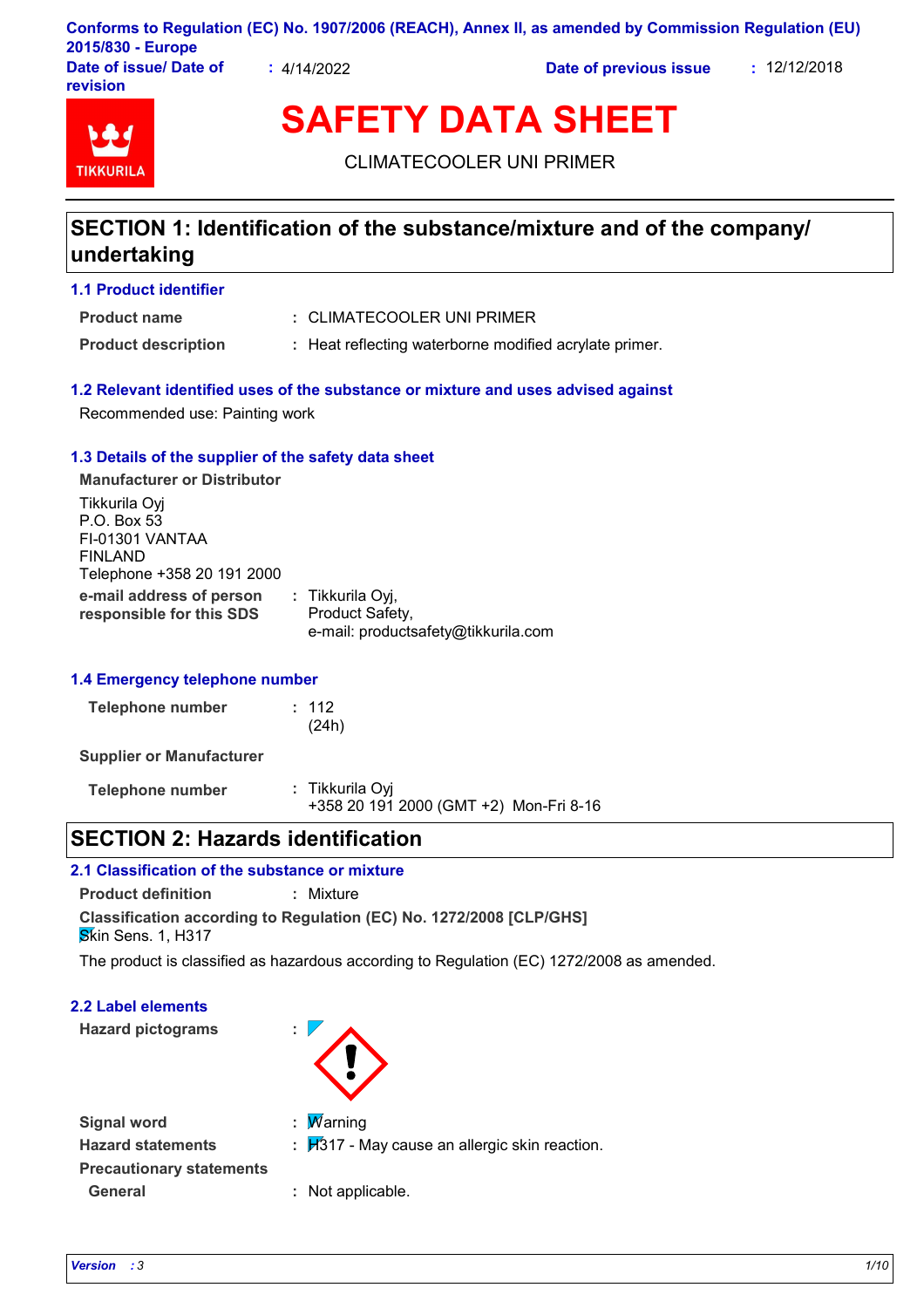Conforms to Regulation (EC) No. 1907/2006 (REACH), Annex II, as amended by Commission Regulation (EU) 2015/830 - Europe

| Date of issue/ Date of revision | : 4/14/2022 | Date of previous issue | : 12/12/2018 |
|---|---|---|---|

# SAFETY DATA SHEET

CLIMATECOOLER UNI PRIMER

## SECTION 1: Identification of the substance/mixture and of the company/ undertaking

### 1.1 Product identifier

**Product name** : CLIMATECOOLER UNI PRIMER

**Product description** : Heat reflecting waterborne modified acrylate primer.

### 1.2 Relevant identified uses of the substance or mixture and uses advised against

Recommended use: Painting work

### 1.3 Details of the supplier of the safety data sheet

**Manufacturer or Distributor**

Tikkurila Oyj
P.O. Box 53
FI-01301 VANTAA
FINLAND
Telephone +358 20 191 2000

**e-mail address of person responsible for this SDS** : Tikkurila Oyj, Product Safety, e-mail: productsafety@tikkurila.com

### 1.4 Emergency telephone number

**Telephone number** : 112 (24h)

**Supplier or Manufacturer**

**Telephone number** : Tikkurila Oyj +358 20 191 2000 (GMT +2) Mon-Fri 8-16

## SECTION 2: Hazards identification

### 2.1 Classification of the substance or mixture

**Product definition** : Mixture

**Classification according to Regulation (EC) No. 1272/2008 [CLP/GHS]**
Skin Sens. 1, H317

The product is classified as hazardous according to Regulation (EC) 1272/2008 as amended.

### 2.2 Label elements

**Hazard pictograms** :

**Signal word** : Warning

**Hazard statements** : H317 - May cause an allergic skin reaction.

**Precautionary statements**

**General** : Not applicable.

*Version : 3*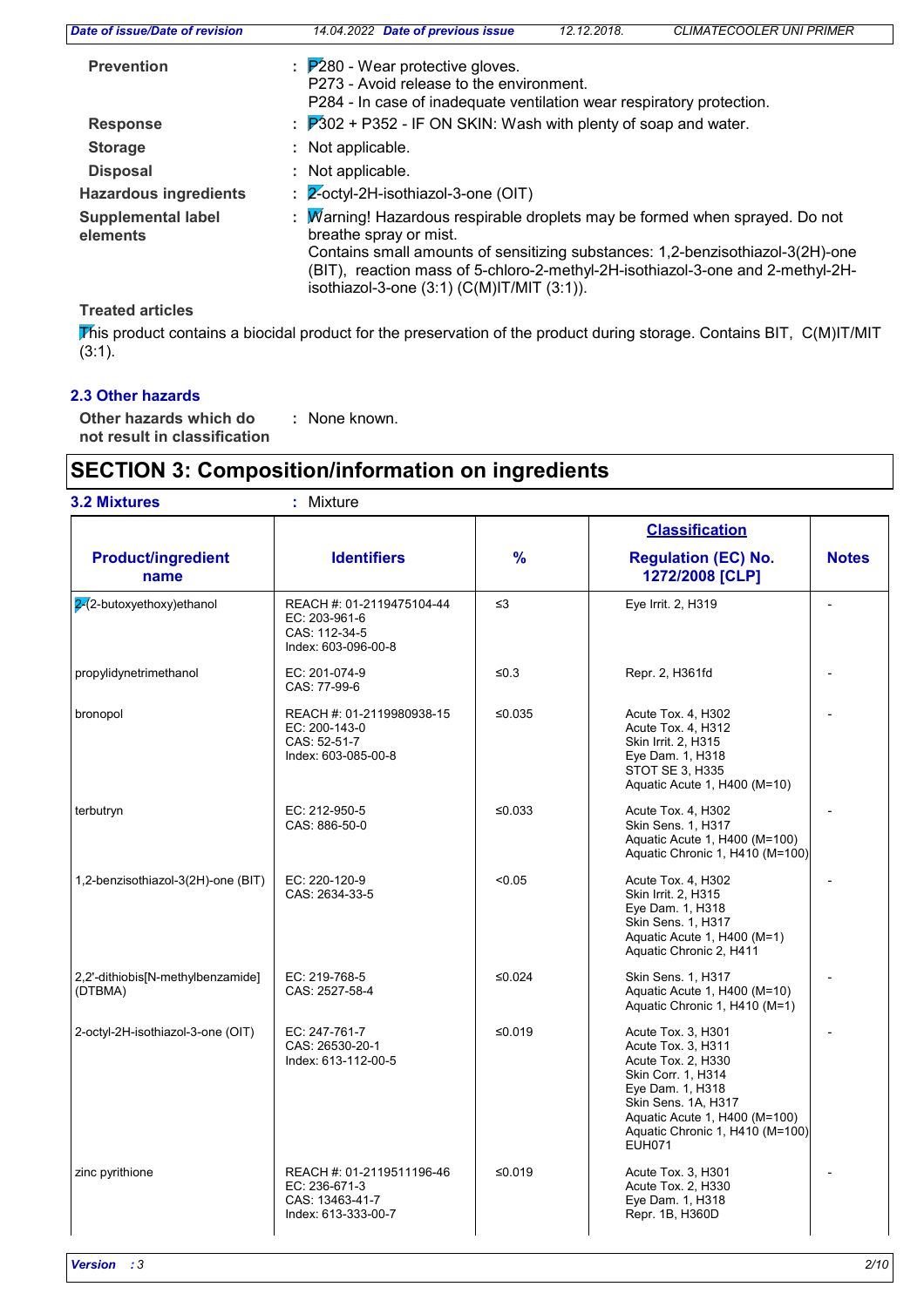| | | |
|---|---|---|
| **Prevention** | : | P280 - Wear protective gloves.<br>P273 - Avoid release to the environment.<br>P284 - In case of inadequate ventilation wear respiratory protection. |
| **Response** | : | P302 + P352 - IF ON SKIN: Wash with plenty of soap and water. |
| **Storage** | : | Not applicable. |
| **Disposal** | : | Not applicable. |
| **Hazardous ingredients** | : | 2-octyl-2H-isothiazol-3-one (OIT) |
| **Supplemental label elements** | : | Warning! Hazardous respirable droplets may be formed when sprayed. Do not breathe spray or mist.<br>Contains small amounts of sensitizing substances: 1,2-benzisothiazol-3(2H)-one (BIT), reaction mass of 5-chloro-2-methyl-2H-isothiazol-3-one and 2-methyl-2H-isothiazol-3-one (3:1) (C(M)IT/MIT (3:1)). |

**Treated articles**

This product contains a biocidal product for the preservation of the product during storage. Contains BIT, C(M)IT/MIT (3:1).

### 2.3 Other hazards

**Other hazards which do not result in classification** : None known.

## SECTION 3: Composition/information on ingredients

**3.2 Mixtures** : Mixture

| Product/ingredient name | Identifiers | % | Classification<br>Regulation (EC) No. 1272/2008 [CLP] | Notes |
|---|---|---|---|---|
| 2-(2-butoxyethoxy)ethanol | REACH #: 01-2119475104-44<br>EC: 203-961-6<br>CAS: 112-34-5<br>Index: 603-096-00-8 | ≤3 | Eye Irrit. 2, H319 | - |
| propylidynetrimethanol | EC: 201-074-9<br>CAS: 77-99-6 | ≤0.3 | Repr. 2, H361fd | - |
| bronopol | REACH #: 01-2119980938-15<br>EC: 200-143-0<br>CAS: 52-51-7<br>Index: 603-085-00-8 | ≤0.035 | Acute Tox. 4, H302<br>Acute Tox. 4, H312<br>Skin Irrit. 2, H315<br>Eye Dam. 1, H318<br>STOT SE 3, H335<br>Aquatic Acute 1, H400 (M=10) | - |
| terbutryn | EC: 212-950-5<br>CAS: 886-50-0 | ≤0.033 | Acute Tox. 4, H302<br>Skin Sens. 1, H317<br>Aquatic Acute 1, H400 (M=100)<br>Aquatic Chronic 1, H410 (M=100) | - |
| 1,2-benzisothiazol-3(2H)-one (BIT) | EC: 220-120-9<br>CAS: 2634-33-5 | <0.05 | Acute Tox. 4, H302<br>Skin Irrit. 2, H315<br>Eye Dam. 1, H318<br>Skin Sens. 1, H317<br>Aquatic Acute 1, H400 (M=1)<br>Aquatic Chronic 2, H411 | - |
| 2,2'-dithiobis[N-methylbenzamide] (DTBMA) | EC: 219-768-5<br>CAS: 2527-58-4 | ≤0.024 | Skin Sens. 1, H317<br>Aquatic Acute 1, H400 (M=10)<br>Aquatic Chronic 1, H410 (M=1) | - |
| 2-octyl-2H-isothiazol-3-one (OIT) | EC: 247-761-7<br>CAS: 26530-20-1<br>Index: 613-112-00-5 | ≤0.019 | Acute Tox. 3, H301<br>Acute Tox. 3, H311<br>Acute Tox. 2, H330<br>Skin Corr. 1, H314<br>Eye Dam. 1, H318<br>Skin Sens. 1A, H317<br>Aquatic Acute 1, H400 (M=100)<br>Aquatic Chronic 1, H410 (M=100)<br>EUH071 | - |
| zinc pyrithione | REACH #: 01-2119511196-46<br>EC: 236-671-3<br>CAS: 13463-41-7<br>Index: 613-333-00-7 | ≤0.019 | Acute Tox. 3, H301<br>Acute Tox. 2, H330<br>Eye Dam. 1, H318<br>Repr. 1B, H360D | - |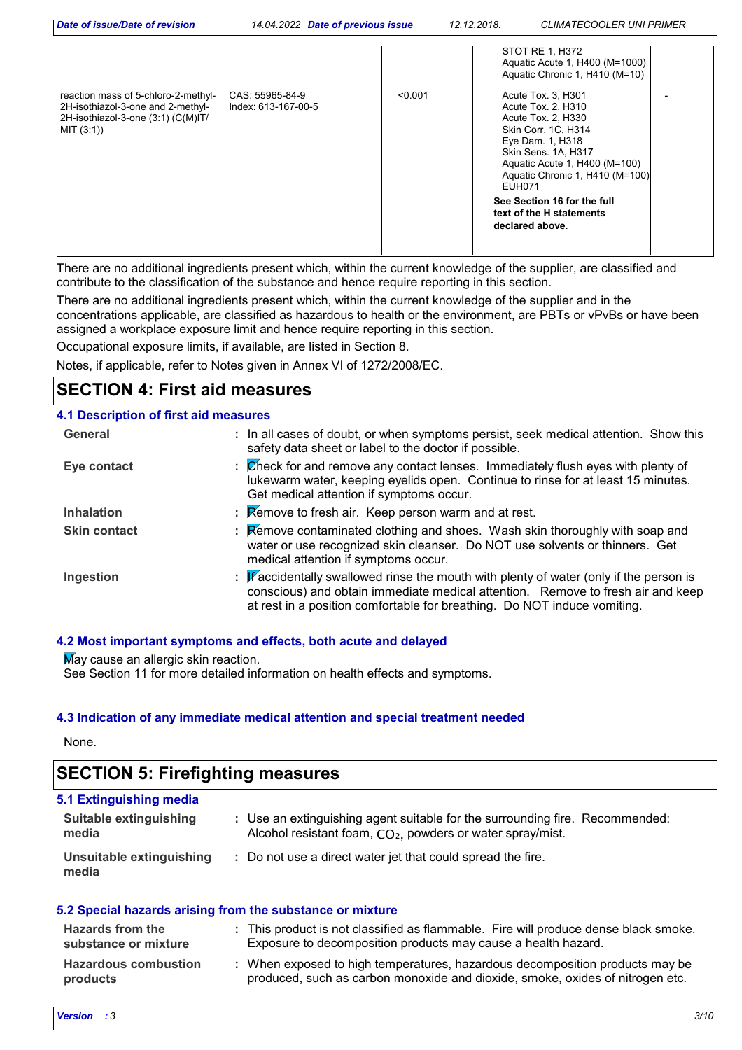| | | | | |
|---|---|---|---|---|
| | | | STOT RE 1, H372<br>Aquatic Acute 1, H400 (M=1000)<br>Aquatic Chronic 1, H410 (M=10) | |
| reaction mass of 5-chloro-2-methyl-2H-isothiazol-3-one and 2-methyl-2H-isothiazol-3-one (3:1) (C(M)IT/MIT (3:1)) | CAS: 55965-84-9<br>Index: 613-167-00-5 | <0.001 | Acute Tox. 3, H301<br>Acute Tox. 2, H310<br>Acute Tox. 2, H330<br>Skin Corr. 1C, H314<br>Eye Dam. 1, H318<br>Skin Sens. 1A, H317<br>Aquatic Acute 1, H400 (M=100)<br>Aquatic Chronic 1, H410 (M=100)<br>EUH071<br>**See Section 16 for the full text of the H statements declared above.** | - |

There are no additional ingredients present which, within the current knowledge of the supplier, are classified and contribute to the classification of the substance and hence require reporting in this section.

There are no additional ingredients present which, within the current knowledge of the supplier and in the concentrations applicable, are classified as hazardous to health or the environment, are PBTs or vPvBs or have been assigned a workplace exposure limit and hence require reporting in this section.

Occupational exposure limits, if available, are listed in Section 8.

Notes, if applicable, refer to Notes given in Annex VI of 1272/2008/EC.

## SECTION 4: First aid measures

### 4.1 Description of first aid measures

**General** : In all cases of doubt, or when symptoms persist, seek medical attention. Show this safety data sheet or label to the doctor if possible.

**Eye contact** : Check for and remove any contact lenses. Immediately flush eyes with plenty of lukewarm water, keeping eyelids open. Continue to rinse for at least 15 minutes. Get medical attention if symptoms occur.

**Inhalation** : Remove to fresh air. Keep person warm and at rest.

**Skin contact** : Remove contaminated clothing and shoes. Wash skin thoroughly with soap and water or use recognized skin cleanser. Do NOT use solvents or thinners. Get medical attention if symptoms occur.

**Ingestion** : If accidentally swallowed rinse the mouth with plenty of water (only if the person is conscious) and obtain immediate medical attention. Remove to fresh air and keep at rest in a position comfortable for breathing. Do NOT induce vomiting.

### 4.2 Most important symptoms and effects, both acute and delayed

May cause an allergic skin reaction.
See Section 11 for more detailed information on health effects and symptoms.

### 4.3 Indication of any immediate medical attention and special treatment needed

None.

## SECTION 5: Firefighting measures

### 5.1 Extinguishing media

**Suitable extinguishing media** : Use an extinguishing agent suitable for the surrounding fire. Recommended: Alcohol resistant foam, $CO_2$, powders or water spray/mist.

**Unsuitable extinguishing media** : Do not use a direct water jet that could spread the fire.

### 5.2 Special hazards arising from the substance or mixture

**Hazards from the substance or mixture** : This product is not classified as flammable. Fire will produce dense black smoke. Exposure to decomposition products may cause a health hazard.

**Hazardous combustion products** : When exposed to high temperatures, hazardous decomposition products may be produced, such as carbon monoxide and dioxide, smoke, oxides of nitrogen etc.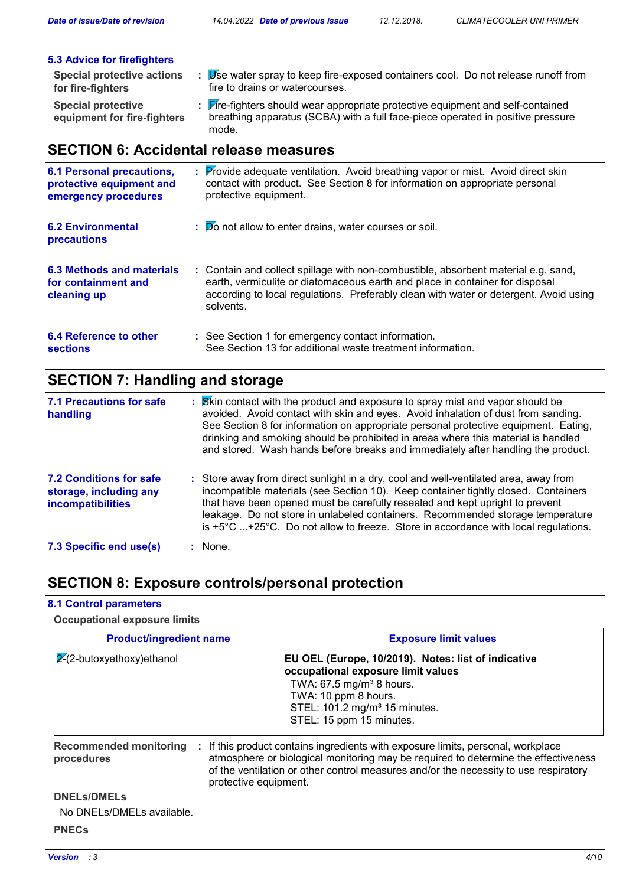### 5.3 Advice for firefighters

**Special protective actions for fire-fighters** : Use water spray to keep fire-exposed containers cool. Do not release runoff from fire to drains or watercourses.

**Special protective equipment for fire-fighters** : Fire-fighters should wear appropriate protective equipment and self-contained breathing apparatus (SCBA) with a full face-piece operated in positive pressure mode.

## SECTION 6: Accidental release measures

**6.1 Personal precautions, protective equipment and emergency procedures** : Provide adequate ventilation. Avoid breathing vapor or mist. Avoid direct skin contact with product. See Section 8 for information on appropriate personal protective equipment.

**6.2 Environmental precautions** : Do not allow to enter drains, water courses or soil.

**6.3 Methods and materials for containment and cleaning up** : Contain and collect spillage with non-combustible, absorbent material e.g. sand, earth, vermiculite or diatomaceous earth and place in container for disposal according to local regulations. Preferably clean with water or detergent. Avoid using solvents.

**6.4 Reference to other sections** : See Section 1 for emergency contact information.
See Section 13 for additional waste treatment information.

## SECTION 7: Handling and storage

**7.1 Precautions for safe handling** : Skin contact with the product and exposure to spray mist and vapor should be avoided. Avoid contact with skin and eyes. Avoid inhalation of dust from sanding. See Section 8 for information on appropriate personal protective equipment. Eating, drinking and smoking should be prohibited in areas where this material is handled and stored. Wash hands before breaks and immediately after handling the product.

**7.2 Conditions for safe storage, including any incompatibilities** : Store away from direct sunlight in a dry, cool and well-ventilated area, away from incompatible materials (see Section 10). Keep container tightly closed. Containers that have been opened must be carefully resealed and kept upright to prevent leakage. Do not store in unlabeled containers. Recommended storage temperature is +5°C ...+25°C. Do not allow to freeze. Store in accordance with local regulations.

**7.3 Specific end use(s)** : None.

## SECTION 8: Exposure controls/personal protection

### 8.1 Control parameters

**Occupational exposure limits**

| Product/ingredient name | Exposure limit values |
|---|---|
| 2-(2-butoxyethoxy)ethanol | **EU OEL (Europe, 10/2019). Notes: list of indicative occupational exposure limit values**<br>TWA: 67.5 mg/m³ 8 hours.<br>TWA: 10 ppm 8 hours.<br>STEL: 101.2 mg/m³ 15 minutes.<br>STEL: 15 ppm 15 minutes. |

**Recommended monitoring procedures** : If this product contains ingredients with exposure limits, personal, workplace atmosphere or biological monitoring may be required to determine the effectiveness of the ventilation or other control measures and/or the necessity to use respiratory protective equipment.

**DNELs/DMELs**

No DNELs/DMELs available.

**PNECs**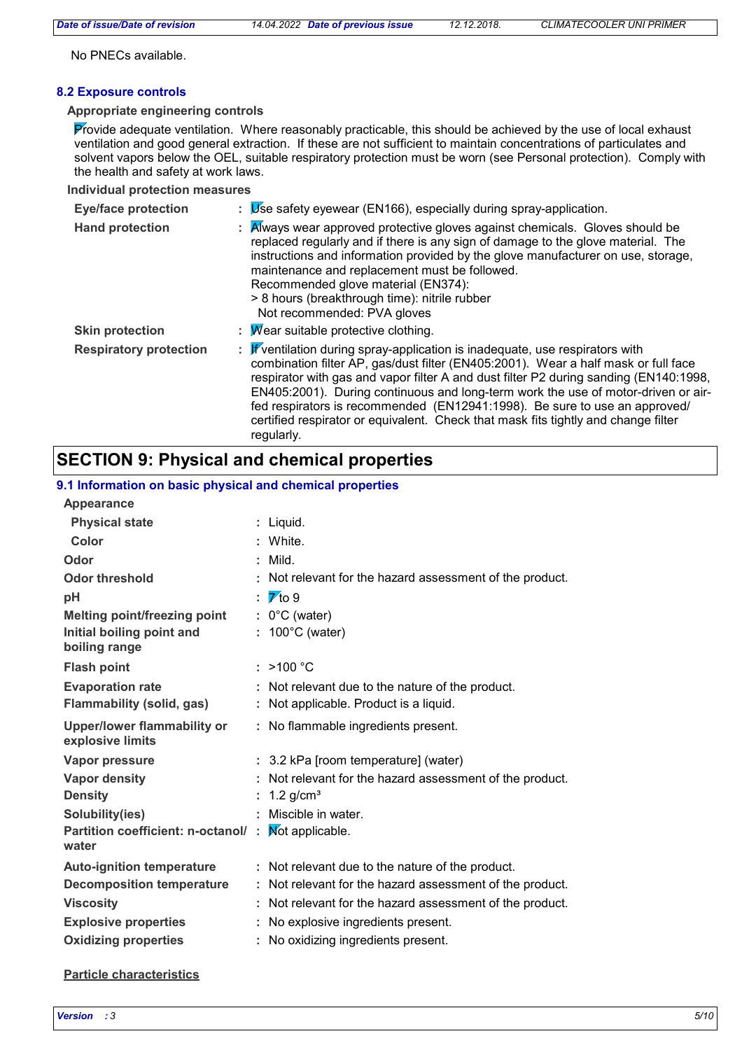No PNECs available.

### 8.2 Exposure controls

**Appropriate engineering controls**

Provide adequate ventilation. Where reasonably practicable, this should be achieved by the use of local exhaust ventilation and good general extraction. If these are not sufficient to maintain concentrations of particulates and solvent vapors below the OEL, suitable respiratory protection must be worn (see Personal protection). Comply with the health and safety at work laws.

**Individual protection measures**

| | |
|---|---|
| **Eye/face protection** | : Use safety eyewear (EN166), especially during spray-application. |
| **Hand protection** | : Always wear approved protective gloves against chemicals. Gloves should be replaced regularly and if there is any sign of damage to the glove material. The instructions and information provided by the glove manufacturer on use, storage, maintenance and replacement must be followed.<br>Recommended glove material (EN374):<br>> 8 hours (breakthrough time): nitrile rubber<br>Not recommended: PVA gloves |
| **Skin protection** | : Wear suitable protective clothing. |
| **Respiratory protection** | : If ventilation during spray-application is inadequate, use respirators with combination filter AP, gas/dust filter (EN405:2001). Wear a half mask or full face respirator with gas and vapor filter A and dust filter P2 during sanding (EN140:1998, EN405:2001). During continuous and long-term work the use of motor-driven or air-fed respirators is recommended (EN12941:1998). Be sure to use an approved/ certified respirator or equivalent. Check that mask fits tightly and change filter regularly. |

## SECTION 9: Physical and chemical properties

### 9.1 Information on basic physical and chemical properties

| | |
|---|---|
| **Appearance** | |
| **Physical state** | : Liquid. |
| **Color** | : White. |
| **Odor** | : Mild. |
| **Odor threshold** | : Not relevant for the hazard assessment of the product. |
| **pH** | : 7 to 9 |
| **Melting point/freezing point** | : 0°C (water) |
| **Initial boiling point and boiling range** | : 100°C (water) |
| **Flash point** | : >100 °C |
| **Evaporation rate** | : Not relevant due to the nature of the product. |
| **Flammability (solid, gas)** | : Not applicable. Product is a liquid. |
| **Upper/lower flammability or explosive limits** | : No flammable ingredients present. |
| **Vapor pressure** | : 3.2 kPa [room temperature] (water) |
| **Vapor density** | : Not relevant for the hazard assessment of the product. |
| **Density** | : 1.2 g/cm³ |
| **Solubility(ies)** | : Miscible in water. |
| **Partition coefficient: n-octanol/ water** | : Not applicable. |
| **Auto-ignition temperature** | : Not relevant due to the nature of the product. |
| **Decomposition temperature** | : Not relevant for the hazard assessment of the product. |
| **Viscosity** | : Not relevant for the hazard assessment of the product. |
| **Explosive properties** | : No explosive ingredients present. |
| **Oxidizing properties** | : No oxidizing ingredients present. |

**Particle characteristics**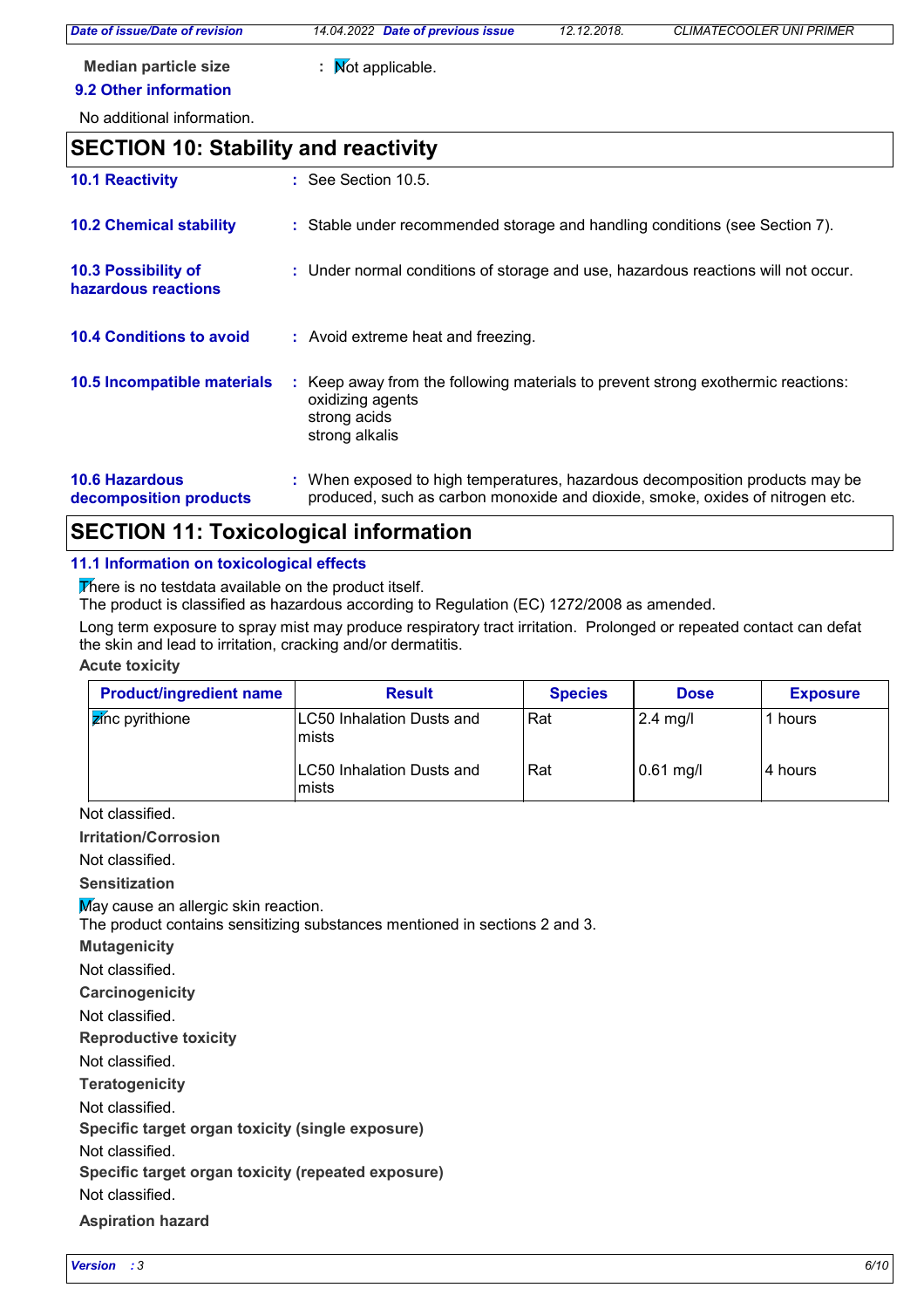**Median particle size** : Not applicable.

### 9.2 Other information

No additional information.

## SECTION 10: Stability and reactivity

**10.1 Reactivity** : See Section 10.5.

**10.2 Chemical stability** : Stable under recommended storage and handling conditions (see Section 7).

**10.3 Possibility of hazardous reactions** : Under normal conditions of storage and use, hazardous reactions will not occur.

**10.4 Conditions to avoid** : Avoid extreme heat and freezing.

**10.5 Incompatible materials** : Keep away from the following materials to prevent strong exothermic reactions:
oxidizing agents
strong acids
strong alkalis

**10.6 Hazardous decomposition products** : When exposed to high temperatures, hazardous decomposition products may be produced, such as carbon monoxide and dioxide, smoke, oxides of nitrogen etc.

## SECTION 11: Toxicological information

### 11.1 Information on toxicological effects

There is no testdata available on the product itself.
The product is classified as hazardous according to Regulation (EC) 1272/2008 as amended.

Long term exposure to spray mist may produce respiratory tract irritation. Prolonged or repeated contact can defat the skin and lead to irritation, cracking and/or dermatitis.

**Acute toxicity**

| Product/ingredient name | Result | Species | Dose | Exposure |
|---|---|---|---|---|
| zinc pyrithione | LC50 Inhalation Dusts and mists | Rat | 2.4 mg/l | 1 hours |
| | LC50 Inhalation Dusts and mists | Rat | 0.61 mg/l | 4 hours |

Not classified.

**Irritation/Corrosion**

Not classified.

**Sensitization**

May cause an allergic skin reaction.
The product contains sensitizing substances mentioned in sections 2 and 3.

**Mutagenicity**

Not classified.

**Carcinogenicity**

Not classified.

**Reproductive toxicity**

Not classified.

**Teratogenicity**

Not classified.

**Specific target organ toxicity (single exposure)**

Not classified.

**Specific target organ toxicity (repeated exposure)**

Not classified.

**Aspiration hazard**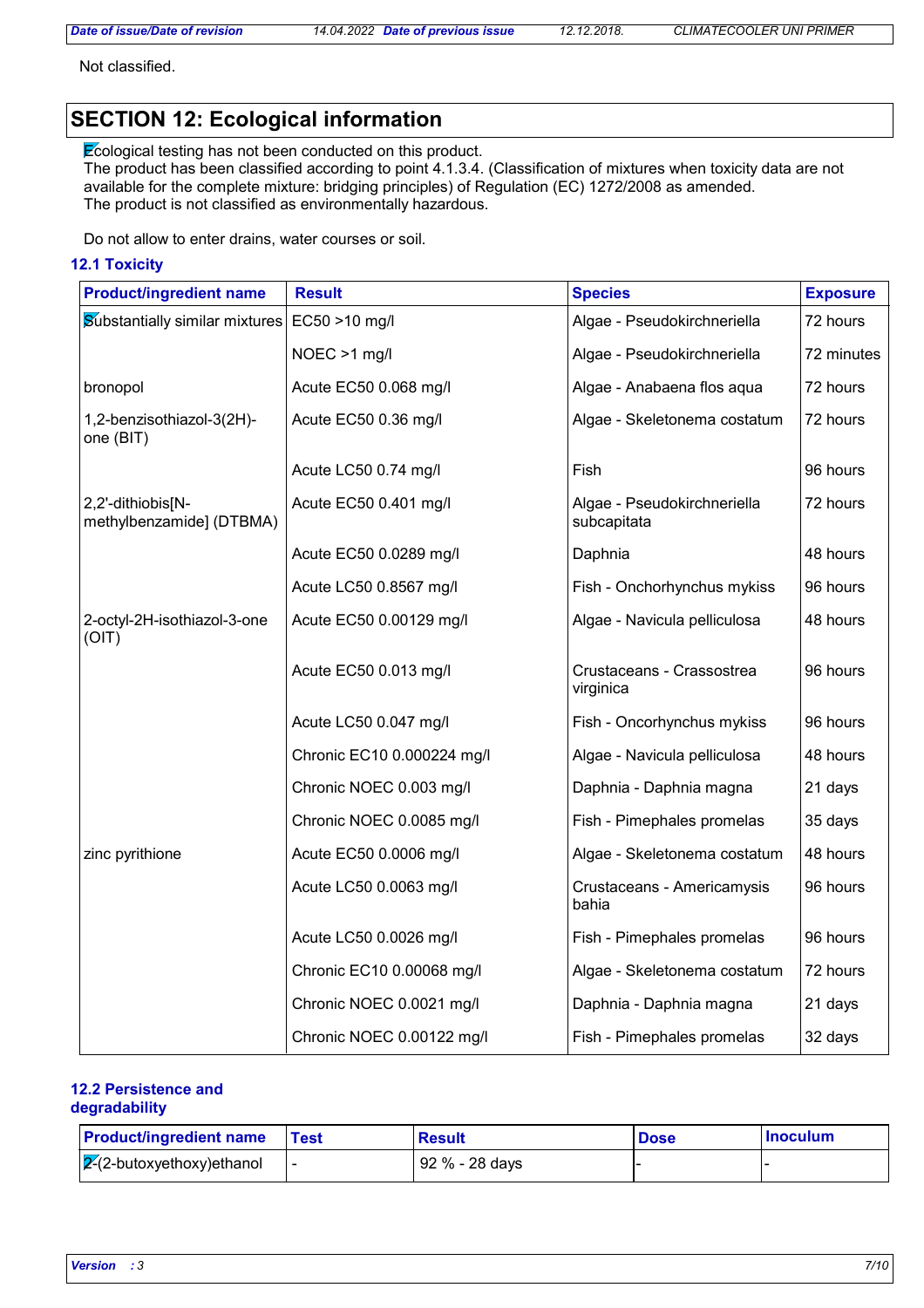Not classified.

## SECTION 12: Ecological information

Ecological testing has not been conducted on this product.
The product has been classified according to point 4.1.3.4. (Classification of mixtures when toxicity data are not available for the complete mixture: bridging principles) of Regulation (EC) 1272/2008 as amended.
The product is not classified as environmentally hazardous.

Do not allow to enter drains, water courses or soil.

### 12.1 Toxicity

| Product/ingredient name | Result | Species | Exposure |
|---|---|---|---|
| Substantially similar mixtures | EC50 >10 mg/l | Algae - Pseudokirchneriella | 72 hours |
| | NOEC >1 mg/l | Algae - Pseudokirchneriella | 72 minutes |
| bronopol | Acute EC50 0.068 mg/l | Algae - Anabaena flos aqua | 72 hours |
| 1,2-benzisothiazol-3(2H)-one (BIT) | Acute EC50 0.36 mg/l | Algae - Skeletonema costatum | 72 hours |
| | Acute LC50 0.74 mg/l | Fish | 96 hours |
| 2,2'-dithiobis[N-methylbenzamide] (DTBMA) | Acute EC50 0.401 mg/l | Algae - Pseudokirchneriella subcapitata | 72 hours |
| | Acute EC50 0.0289 mg/l | Daphnia | 48 hours |
| | Acute LC50 0.8567 mg/l | Fish - Onchorhynchus mykiss | 96 hours |
| 2-octyl-2H-isothiazol-3-one (OIT) | Acute EC50 0.00129 mg/l | Algae - Navicula pelliculosa | 48 hours |
| | Acute EC50 0.013 mg/l | Crustaceans - Crassostrea virginica | 96 hours |
| | Acute LC50 0.047 mg/l | Fish - Oncorhynchus mykiss | 96 hours |
| | Chronic EC10 0.000224 mg/l | Algae - Navicula pelliculosa | 48 hours |
| | Chronic NOEC 0.003 mg/l | Daphnia - Daphnia magna | 21 days |
| | Chronic NOEC 0.0085 mg/l | Fish - Pimephales promelas | 35 days |
| zinc pyrithione | Acute EC50 0.0006 mg/l | Algae - Skeletonema costatum | 48 hours |
| | Acute LC50 0.0063 mg/l | Crustaceans - Americamysis bahia | 96 hours |
| | Acute LC50 0.0026 mg/l | Fish - Pimephales promelas | 96 hours |
| | Chronic EC10 0.00068 mg/l | Algae - Skeletonema costatum | 72 hours |
| | Chronic NOEC 0.0021 mg/l | Daphnia - Daphnia magna | 21 days |
| | Chronic NOEC 0.00122 mg/l | Fish - Pimephales promelas | 32 days |

### 12.2 Persistence and degradability

| Product/ingredient name | Test | Result | Dose | Inoculum |
|---|---|---|---|---|
| 2-(2-butoxyethoxy)ethanol | - | 92 % - 28 days | - | - |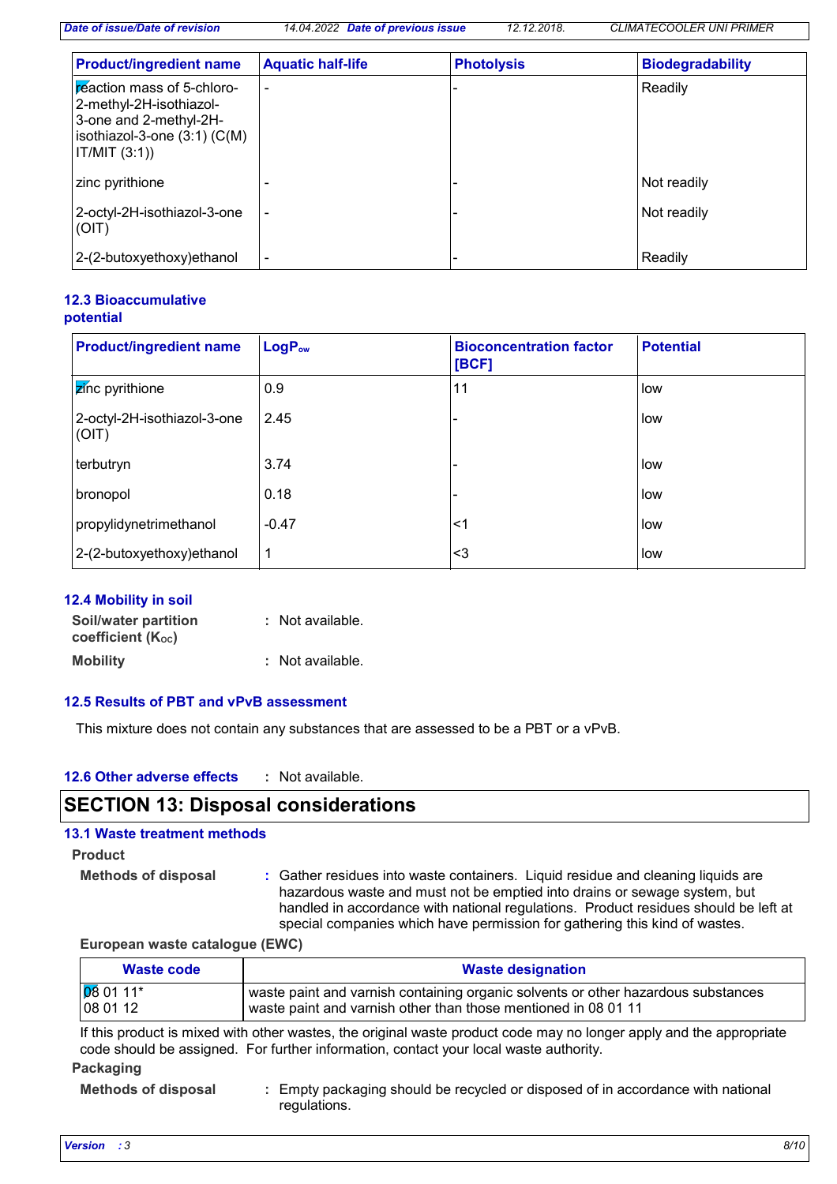| Product/ingredient name | Aquatic half-life | Photolysis | Biodegradability |
| --- | --- | --- | --- |
| reaction mass of 5-chloro-2-methyl-2H-isothiazol-3-one and 2-methyl-2H-isothiazol-3-one (3:1) (C(M)IT/MIT (3:1)) | - | - | Readily |
| zinc pyrithione | - | - | Not readily |
| 2-octyl-2H-isothiazol-3-one (OIT) | - | - | Not readily |
| 2-(2-butoxyethoxy)ethanol | - | - | Readily |

### 12.3 Bioaccumulative potential

| Product/ingredient name | $LogP_{ow}$ | Bioconcentration factor [BCF] | Potential |
| --- | --- | --- | --- |
| zinc pyrithione | 0.9 | 11 | low |
| 2-octyl-2H-isothiazol-3-one (OIT) | 2.45 | - | low |
| terbutryn | 3.74 | - | low |
| bronopol | 0.18 | - | low |
| propylidynetrimethanol | -0.47 | <1 | low |
| 2-(2-butoxyethoxy)ethanol | 1 | <3 | low |

### 12.4 Mobility in soil

**Soil/water partition coefficient ($K_{OC}$)** : Not available.

**Mobility** : Not available.

### 12.5 Results of PBT and vPvB assessment

This mixture does not contain any substances that are assessed to be a PBT or a vPvB.

### 12.6 Other adverse effects : Not available.

## SECTION 13: Disposal considerations

### 13.1 Waste treatment methods

**Product**

**Methods of disposal** : Gather residues into waste containers. Liquid residue and cleaning liquids are hazardous waste and must not be emptied into drains or sewage system, but handled in accordance with national regulations. Product residues should be left at special companies which have permission for gathering this kind of wastes.

**European waste catalogue (EWC)**

| Waste code | Waste designation |
| --- | --- |
| 08 01 11*<br>08 01 12 | waste paint and varnish containing organic solvents or other hazardous substances<br>waste paint and varnish other than those mentioned in 08 01 11 |

If this product is mixed with other wastes, the original waste product code may no longer apply and the appropriate code should be assigned. For further information, contact your local waste authority.

**Packaging**

**Methods of disposal** : Empty packaging should be recycled or disposed of in accordance with national regulations.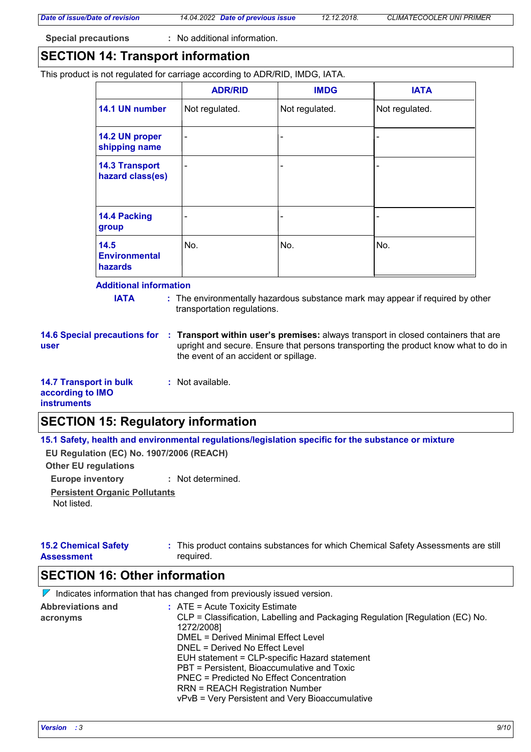**Special precautions** : No additional information.

## SECTION 14: Transport information

This product is not regulated for carriage according to ADR/RID, IMDG, IATA.

| | ADR/RID | IMDG | IATA |
|---|---|---|---|
| **14.1 UN number** | Not regulated. | Not regulated. | Not regulated. |
| **14.2 UN proper shipping name** | - | - | - |
| **14.3 Transport hazard class(es)** | - | - | - |
| **14.4 Packing group** | - | - | - |
| **14.5 Environmental hazards** | No. | No. | No. |

**Additional information**

**IATA** : The environmentally hazardous substance mark may appear if required by other transportation regulations.

**14.6 Special precautions for user** : **Transport within user's premises:** always transport in closed containers that are upright and secure. Ensure that persons transporting the product know what to do in the event of an accident or spillage.

**14.7 Transport in bulk according to IMO instruments** : Not available.

## SECTION 15: Regulatory information

### 15.1 Safety, health and environmental regulations/legislation specific for the substance or mixture

**EU Regulation (EC) No. 1907/2006 (REACH)**

**Other EU regulations**

**Europe inventory** : Not determined.

**Persistent Organic Pollutants**

Not listed.

**15.2 Chemical Safety Assessment** : This product contains substances for which Chemical Safety Assessments are still required.

## SECTION 16: Other information

Indicates information that has changed from previously issued version.

**Abbreviations and acronyms** :
ATE = Acute Toxicity Estimate
CLP = Classification, Labelling and Packaging Regulation [Regulation (EC) No. 1272/2008]
DMEL = Derived Minimal Effect Level
DNEL = Derived No Effect Level
EUH statement = CLP-specific Hazard statement
PBT = Persistent, Bioaccumulative and Toxic
PNEC = Predicted No Effect Concentration
RRN = REACH Registration Number
vPvB = Very Persistent and Very Bioaccumulative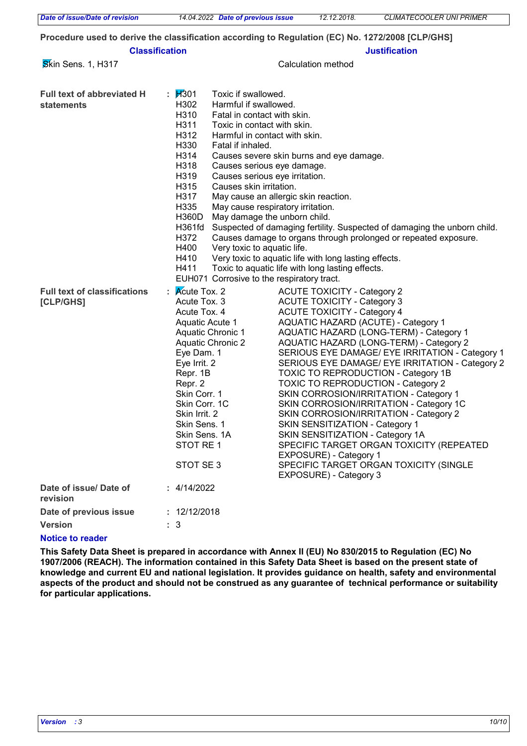**Procedure used to derive the classification according to Regulation (EC) No. 1272/2008 [CLP/GHS]**

| Classification | Justification |
| --- | --- |
| Skin Sens. 1, H317 | Calculation method |

| | | |
| --- | --- | --- |
| **Full text of abbreviated H statements** | : H301 | Toxic if swallowed. |
| | H302 | Harmful if swallowed. |
| | H310 | Fatal in contact with skin. |
| | H311 | Toxic in contact with skin. |
| | H312 | Harmful in contact with skin. |
| | H330 | Fatal if inhaled. |
| | H314 | Causes severe skin burns and eye damage. |
| | H318 | Causes serious eye damage. |
| | H319 | Causes serious eye irritation. |
| | H315 | Causes skin irritation. |
| | H317 | May cause an allergic skin reaction. |
| | H335 | May cause respiratory irritation. |
| | H360D | May damage the unborn child. |
| | H361fd | Suspected of damaging fertility. Suspected of damaging the unborn child. |
| | H372 | Causes damage to organs through prolonged or repeated exposure. |
| | H400 | Very toxic to aquatic life. |
| | H410 | Very toxic to aquatic life with long lasting effects. |
| | H411 | Toxic to aquatic life with long lasting effects. |
| | EUH071 | Corrosive to the respiratory tract. |
| **Full text of classifications [CLP/GHS]** | : Acute Tox. 2 | ACUTE TOXICITY - Category 2 |
| | Acute Tox. 3 | ACUTE TOXICITY - Category 3 |
| | Acute Tox. 4 | ACUTE TOXICITY - Category 4 |
| | Aquatic Acute 1 | AQUATIC HAZARD (ACUTE) - Category 1 |
| | Aquatic Chronic 1 | AQUATIC HAZARD (LONG-TERM) - Category 1 |
| | Aquatic Chronic 2 | AQUATIC HAZARD (LONG-TERM) - Category 2 |
| | Eye Dam. 1 | SERIOUS EYE DAMAGE/ EYE IRRITATION - Category 1 |
| | Eye Irrit. 2 | SERIOUS EYE DAMAGE/ EYE IRRITATION - Category 2 |
| | Repr. 1B | TOXIC TO REPRODUCTION - Category 1B |
| | Repr. 2 | TOXIC TO REPRODUCTION - Category 2 |
| | Skin Corr. 1 | SKIN CORROSION/IRRITATION - Category 1 |
| | Skin Corr. 1C | SKIN CORROSION/IRRITATION - Category 1C |
| | Skin Irrit. 2 | SKIN CORROSION/IRRITATION - Category 2 |
| | Skin Sens. 1 | SKIN SENSITIZATION - Category 1 |
| | Skin Sens. 1A | SKIN SENSITIZATION - Category 1A |
| | STOT RE 1 | SPECIFIC TARGET ORGAN TOXICITY (REPEATED EXPOSURE) - Category 1 |
| | STOT SE 3 | SPECIFIC TARGET ORGAN TOXICITY (SINGLE EXPOSURE) - Category 3 |

**Date of issue/ Date of revision** : 4/14/2022

**Date of previous issue** : 12/12/2018

**Version** : 3

## Notice to reader

**This Safety Data Sheet is prepared in accordance with Annex II (EU) No 830/2015 to Regulation (EC) No 1907/2006 (REACH). The information contained in this Safety Data Sheet is based on the present state of knowledge and current EU and national legislation. It provides guidance on health, safety and environmental aspects of the product and should not be construed as any guarantee of technical performance or suitability for particular applications.**